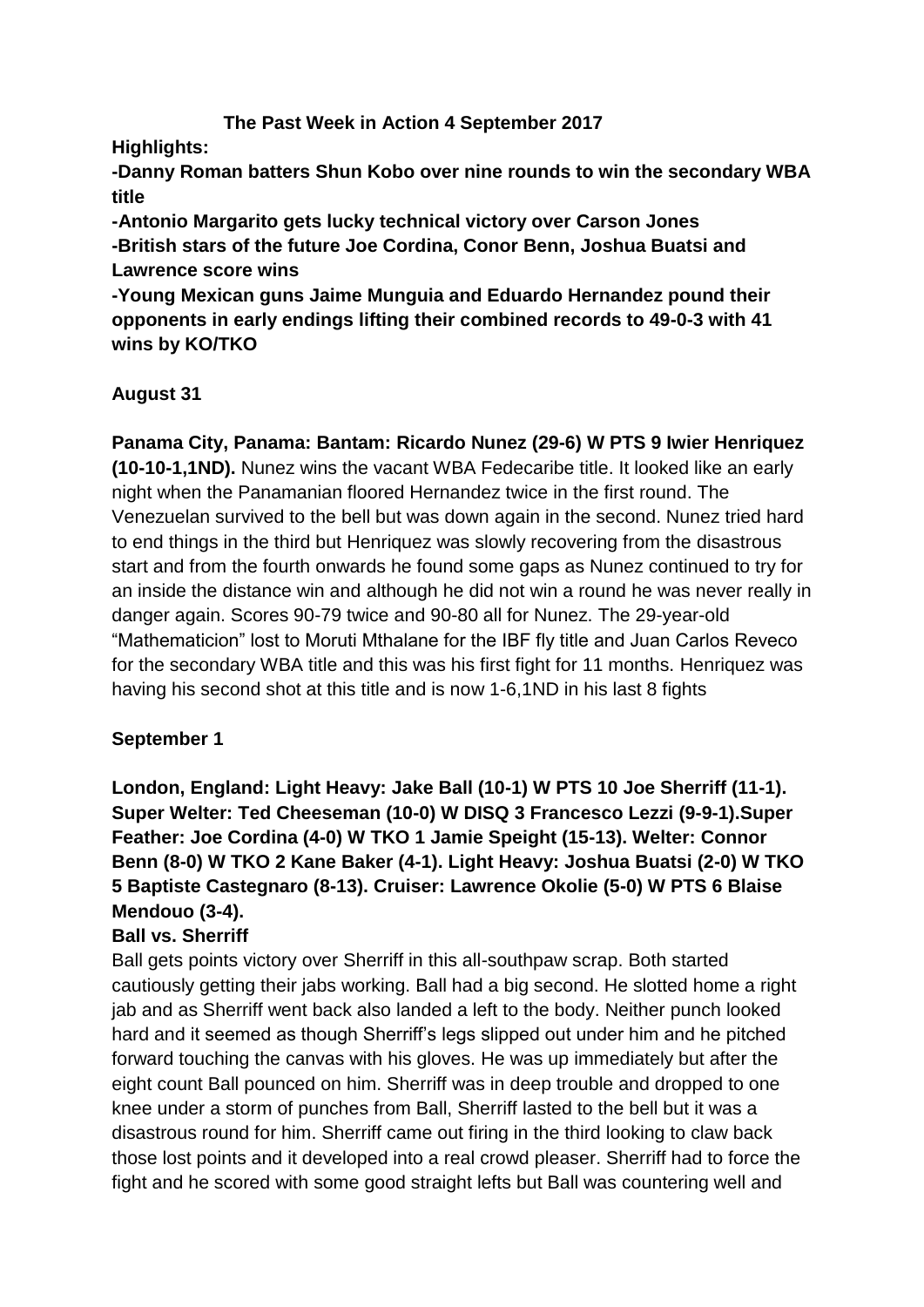**The Past Week in Action 4 September 2017**

**Highlights:**

**-Danny Roman batters Shun Kobo over nine rounds to win the secondary WBA title**

**-Antonio Margarito gets lucky technical victory over Carson Jones**

**-British stars of the future Joe Cordina, Conor Benn, Joshua Buatsi and Lawrence score wins**

**-Young Mexican guns Jaime Munguia and Eduardo Hernandez pound their opponents in early endings lifting their combined records to 49-0-3 with 41 wins by KO/TKO**

**August 31**

**Panama City, Panama: Bantam: Ricardo Nunez (29-6) W PTS 9 Iwier Henriquez (10-10-1,1ND).** Nunez wins the vacant WBA Fedecaribe title. It looked like an early night when the Panamanian floored Hernandez twice in the first round. The Venezuelan survived to the bell but was down again in the second. Nunez tried hard to end things in the third but Henriquez was slowly recovering from the disastrous start and from the fourth onwards he found some gaps as Nunez continued to try for an inside the distance win and although he did not win a round he was never really in danger again. Scores 90-79 twice and 90-80 all for Nunez. The 29-year-old "Mathematicion" lost to Moruti Mthalane for the IBF fly title and Juan Carlos Reveco for the secondary WBA title and this was his first fight for 11 months. Henriquez was having his second shot at this title and is now 1-6,1ND in his last 8 fights

**September 1**

**London, England: Light Heavy: Jake Ball (10-1) W PTS 10 Joe Sherriff (11-1). Super Welter: Ted Cheeseman (10-0) W DISQ 3 Francesco Lezzi (9-9-1).Super Feather: Joe Cordina (4-0) W TKO 1 Jamie Speight (15-13). Welter: Connor Benn (8-0) W TKO 2 Kane Baker (4-1). Light Heavy: Joshua Buatsi (2-0) W TKO 5 Baptiste Castegnaro (8-13). Cruiser: Lawrence Okolie (5-0) W PTS 6 Blaise Mendouo (3-4).**

**Ball vs. Sherriff**

Ball gets points victory over Sherriff in this all-southpaw scrap. Both started cautiously getting their jabs working. Ball had a big second. He slotted home a right jab and as Sherriff went back also landed a left to the body. Neither punch looked hard and it seemed as though Sherriff's legs slipped out under him and he pitched forward touching the canvas with his gloves. He was up immediately but after the eight count Ball pounced on him. Sherriff was in deep trouble and dropped to one knee under a storm of punches from Ball, Sherriff lasted to the bell but it was a disastrous round for him. Sherriff came out firing in the third looking to claw back those lost points and it developed into a real crowd pleaser. Sherriff had to force the fight and he scored with some good straight lefts but Ball was countering well and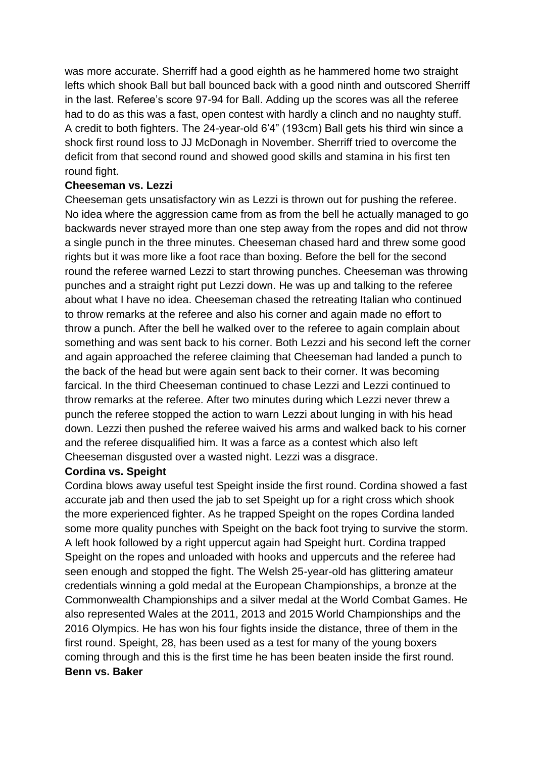was more accurate. Sherriff had a good eighth as he hammered home two straight lefts which shook Ball but ball bounced back with a good ninth and outscored Sherriff in the last. Referee's score 97-94 for Ball. Adding up the scores was all the referee had to do as this was a fast, open contest with hardly a clinch and no naughty stuff. A credit to both fighters. The 24-year-old 6'4" (193cm) Ball gets his third win since a shock first round loss to JJ McDonagh in November. Sherriff tried to overcome the deficit from that second round and showed good skills and stamina in his first ten round fight.

**Cheeseman vs. Lezzi**

Cheeseman gets unsatisfactory win as Lezzi is thrown out for pushing the referee. No idea where the aggression came from as from the bell he actually managed to go backwards never strayed more than one step away from the ropes and did not throw a single punch in the three minutes. Cheeseman chased hard and threw some good rights but it was more like a foot race than boxing. Before the bell for the second round the referee warned Lezzi to start throwing punches. Cheeseman was throwing punches and a straight right put Lezzi down. He was up and talking to the referee about what I have no idea. Cheeseman chased the retreating Italian who continued to throw remarks at the referee and also his corner and again made no effort to throw a punch. After the bell he walked over to the referee to again complain about something and was sent back to his corner. Both Lezzi and his second left the corner and again approached the referee claiming that Cheeseman had landed a punch to the back of the head but were again sent back to their corner. It was becoming farcical. In the third Cheeseman continued to chase Lezzi and Lezzi continued to throw remarks at the referee. After two minutes during which Lezzi never threw a punch the referee stopped the action to warn Lezzi about lunging in with his head down. Lezzi then pushed the referee waived his arms and walked back to his corner and the referee disqualified him. It was a farce as a contest which also left Cheeseman disgusted over a wasted night. Lezzi was a disgrace.

**Cordina vs. Speight**

Cordina blows away useful test Speight inside the first round. Cordina showed a fast accurate jab and then used the jab to set Speight up for a right cross which shook the more experienced fighter. As he trapped Speight on the ropes Cordina landed some more quality punches with Speight on the back foot trying to survive the storm. A left hook followed by a right uppercut again had Speight hurt. Cordina trapped Speight on the ropes and unloaded with hooks and uppercuts and the referee had seen enough and stopped the fight. The Welsh 25-year-old has glittering amateur credentials winning a gold medal at the European Championships, a bronze at the Commonwealth Championships and a silver medal at the World Combat Games. He also represented Wales at the 2011, 2013 and 2015 World Championships and the 2016 Olympics. He has won his four fights inside the distance, three of them in the first round. Speight, 28, has been used as a test for many of the young boxers coming through and this is the first time he has been beaten inside the first round.

**Benn vs. Baker**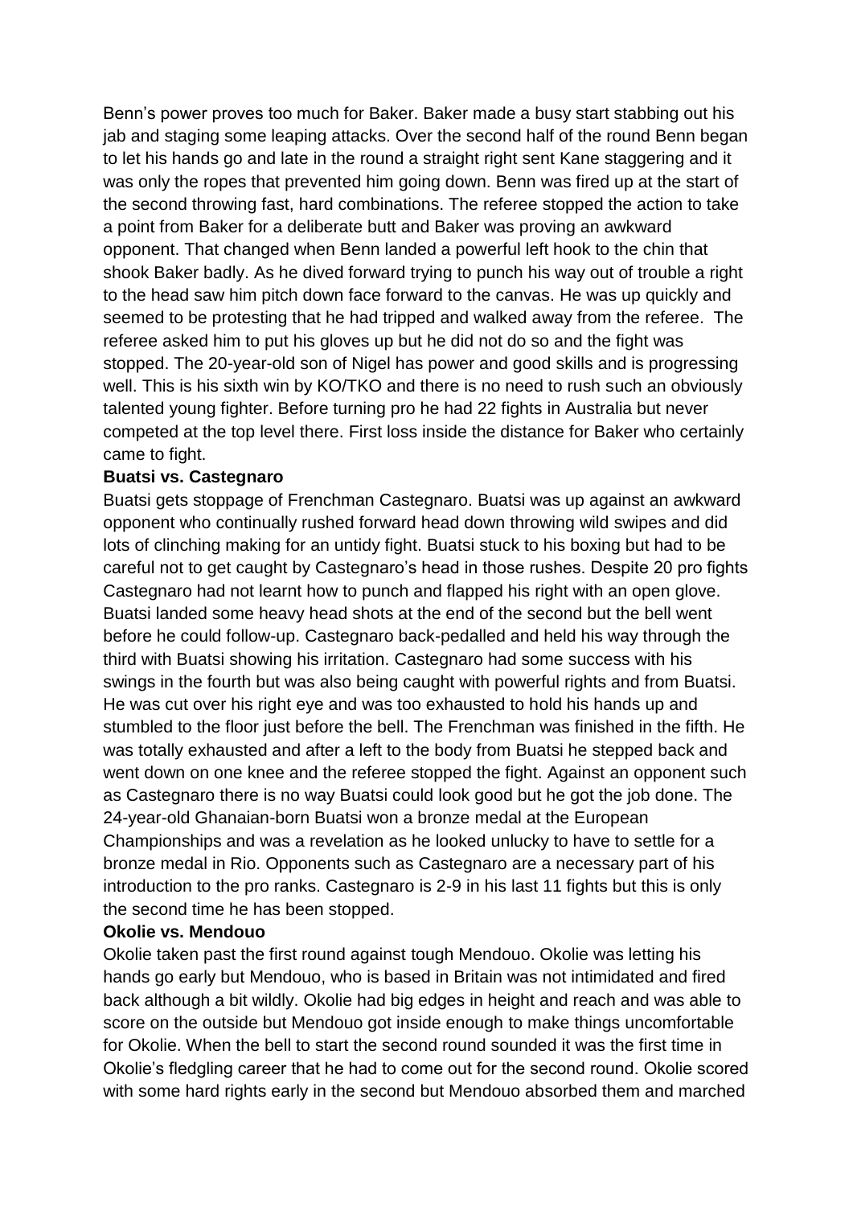Benn's power proves too much for Baker. Baker made a busy start stabbing out his jab and staging some leaping attacks. Over the second half of the round Benn began to let his hands go and late in the round a straight right sent Kane staggering and it was only the ropes that prevented him going down. Benn was fired up at the start of the second throwing fast, hard combinations. The referee stopped the action to take a point from Baker for a deliberate butt and Baker was proving an awkward opponent. That changed when Benn landed a powerful left hook to the chin that shook Baker badly. As he dived forward trying to punch his way out of trouble a right to the head saw him pitch down face forward to the canvas. He was up quickly and seemed to be protesting that he had tripped and walked away from the referee. The referee asked him to put his gloves up but he did not do so and the fight was stopped. The 20-year-old son of Nigel has power and good skills and is progressing well. This is his sixth win by KO/TKO and there is no need to rush such an obviously talented young fighter. Before turning pro he had 22 fights in Australia but never competed at the top level there. First loss inside the distance for Baker who certainly came to fight.

**Buatsi vs. Castegnaro**

Buatsi gets stoppage of Frenchman Castegnaro. Buatsi was up against an awkward opponent who continually rushed forward head down throwing wild swipes and did lots of clinching making for an untidy fight. Buatsi stuck to his boxing but had to be careful not to get caught by Castegnaro's head in those rushes. Despite 20 pro fights Castegnaro had not learnt how to punch and flapped his right with an open glove. Buatsi landed some heavy head shots at the end of the second but the bell went before he could follow-up. Castegnaro back-pedalled and held his way through the third with Buatsi showing his irritation. Castegnaro had some success with his swings in the fourth but was also being caught with powerful rights and from Buatsi. He was cut over his right eye and was too exhausted to hold his hands up and stumbled to the floor just before the bell. The Frenchman was finished in the fifth. He was totally exhausted and after a left to the body from Buatsi he stepped back and went down on one knee and the referee stopped the fight. Against an opponent such as Castegnaro there is no way Buatsi could look good but he got the job done. The 24-year-old Ghanaian-born Buatsi won a bronze medal at the European Championships and was a revelation as he looked unlucky to have to settle for a bronze medal in Rio. Opponents such as Castegnaro are a necessary part of his introduction to the pro ranks. Castegnaro is 2-9 in his last 11 fights but this is only the second time he has been stopped.

**Okolie vs. Mendouo**

Okolie taken past the first round against tough Mendouo. Okolie was letting his hands go early but Mendouo, who is based in Britain was not intimidated and fired back although a bit wildly. Okolie had big edges in height and reach and was able to score on the outside but Mendouo got inside enough to make things uncomfortable for Okolie. When the bell to start the second round sounded it was the first time in Okolie's fledgling career that he had to come out for the second round. Okolie scored with some hard rights early in the second but Mendouo absorbed them and marched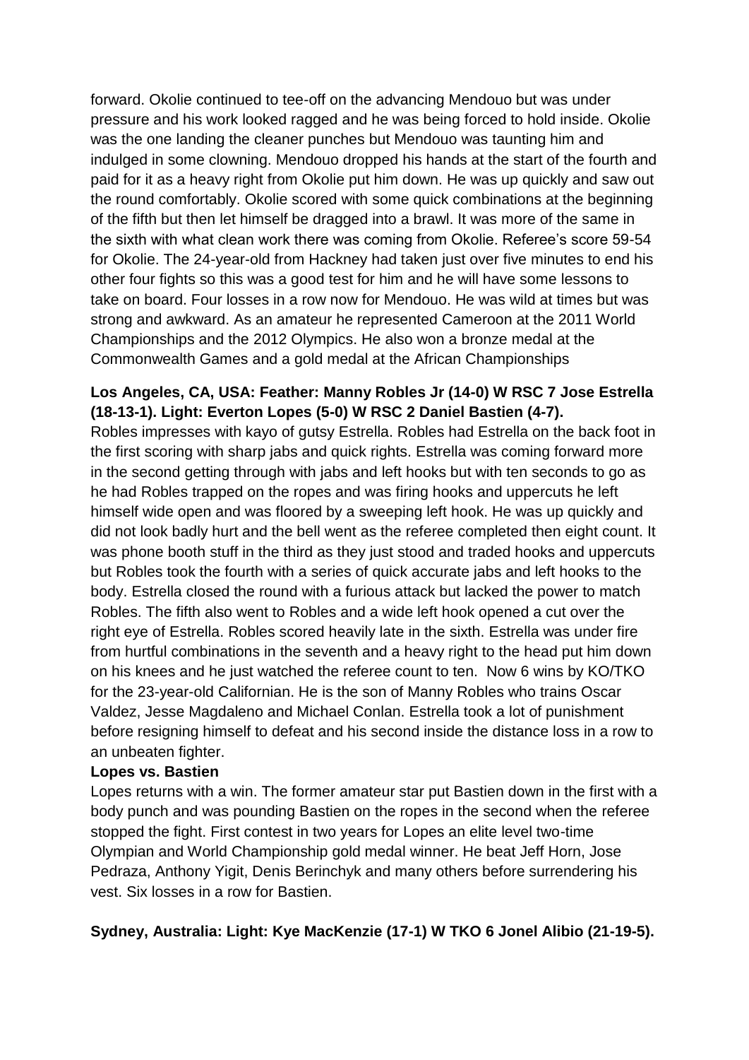forward. Okolie continued to tee-off on the advancing Mendouo but was under pressure and his work looked ragged and he was being forced to hold inside. Okolie was the one landing the cleaner punches but Mendouo was taunting him and indulged in some clowning. Mendouo dropped his hands at the start of the fourth and paid for it as a heavy right from Okolie put him down. He was up quickly and saw out the round comfortably. Okolie scored with some quick combinations at the beginning of the fifth but then let himself be dragged into a brawl. It was more of the same in the sixth with what clean work there was coming from Okolie. Referee's score 59-54 for Okolie. The 24-year-old from Hackney had taken just over five minutes to end his other four fights so this was a good test for him and he will have some lessons to take on board. Four losses in a row now for Mendouo. He was wild at times but was strong and awkward. As an amateur he represented Cameroon at the 2011 World Championships and the 2012 Olympics. He also won a bronze medal at the Commonwealth Games and a gold medal at the African Championships

**Los Angeles, CA, USA: Feather: Manny Robles Jr (14-0) W RSC 7 Jose Estrella (18-13-1). Light: Everton Lopes (5-0) W RSC 2 Daniel Bastien (4-7).**

Robles impresses with kayo of gutsy Estrella. Robles had Estrella on the back foot in the first scoring with sharp jabs and quick rights. Estrella was coming forward more in the second getting through with jabs and left hooks but with ten seconds to go as he had Robles trapped on the ropes and was firing hooks and uppercuts he left himself wide open and was floored by a sweeping left hook. He was up quickly and did not look badly hurt and the bell went as the referee completed then eight count. It was phone booth stuff in the third as they just stood and traded hooks and uppercuts but Robles took the fourth with a series of quick accurate jabs and left hooks to the body. Estrella closed the round with a furious attack but lacked the power to match Robles. The fifth also went to Robles and a wide left hook opened a cut over the right eye of Estrella. Robles scored heavily late in the sixth. Estrella was under fire from hurtful combinations in the seventh and a heavy right to the head put him down on his knees and he just watched the referee count to ten. Now 6 wins by KO/TKO for the 23-year-old Californian. He is the son of Manny Robles who trains Oscar Valdez, Jesse Magdaleno and Michael Conlan. Estrella took a lot of punishment before resigning himself to defeat and his second inside the distance loss in a row to an unbeaten fighter.

**Lopes vs. Bastien**

Lopes returns with a win. The former amateur star put Bastien down in the first with a body punch and was pounding Bastien on the ropes in the second when the referee stopped the fight. First contest in two years for Lopes an elite level two-time Olympian and World Championship gold medal winner. He beat Jeff Horn, Jose Pedraza, Anthony Yigit, Denis Berinchyk and many others before surrendering his vest. Six losses in a row for Bastien.

**Sydney, Australia: Light: Kye MacKenzie (17-1) W TKO 6 Jonel Alibio (21-19-5).**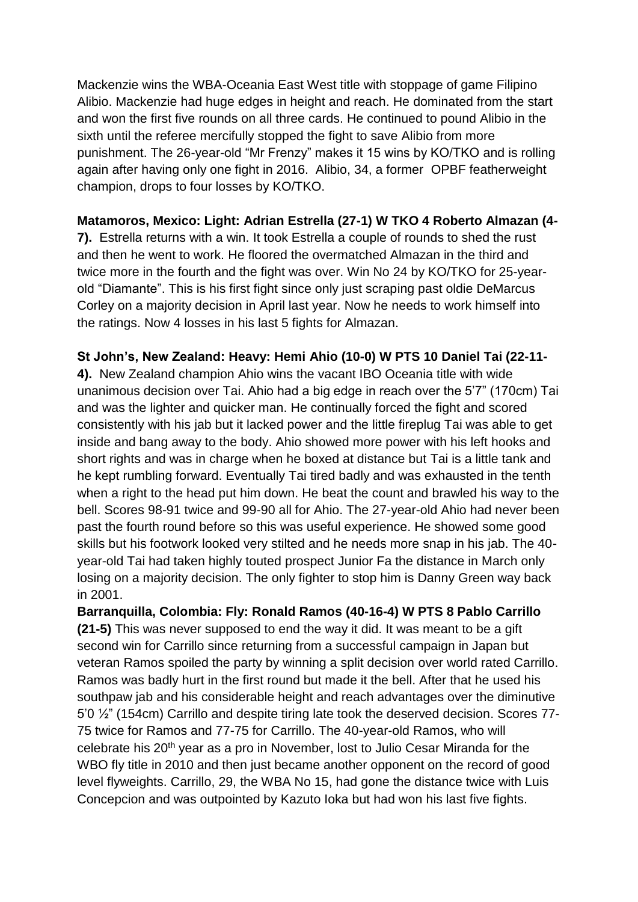Mackenzie wins the WBA-Oceania East West title with stoppage of game Filipino Alibio. Mackenzie had huge edges in height and reach. He dominated from the start and won the first five rounds on all three cards. He continued to pound Alibio in the sixth until the referee mercifully stopped the fight to save Alibio from more punishment. The 26-year-old "Mr Frenzy" makes it 15 wins by KO/TKO and is rolling again after having only one fight in 2016. Alibio, 34, a former OPBF featherweight champion, drops to four losses by KO/TKO.

**Matamoros, Mexico: Light: Adrian Estrella (27-1) W TKO 4 Roberto Almazan (4-7).** Estrella returns with a win. It took Estrella a couple of rounds to shed the rust and then he went to work. He floored the overmatched Almazan in the third and twice more in the fourth and the fight was over. Win No 24 by KO/TKO for 25-year-old "Diamante". This is his first fight since only just scraping past oldie DeMarcus Corley on a majority decision in April last year. Now he needs to work himself into the ratings. Now 4 losses in his last 5 fights for Almazan.

**St John's, New Zealand: Heavy: Hemi Ahio (10-0) W PTS 10 Daniel Tai (22-11-4).** New Zealand champion Ahio wins the vacant IBO Oceania title with wide unanimous decision over Tai. Ahio had a big edge in reach over the 5'7" (170cm) Tai and was the lighter and quicker man. He continually forced the fight and scored consistently with his jab but it lacked power and the little fireplug Tai was able to get inside and bang away to the body. Ahio showed more power with his left hooks and short rights and was in charge when he boxed at distance but Tai is a little tank and he kept rumbling forward. Eventually Tai tired badly and was exhausted in the tenth when a right to the head put him down. He beat the count and brawled his way to the bell. Scores 98-91 twice and 99-90 all for Ahio. The 27-year-old Ahio had never been past the fourth round before so this was useful experience. He showed some good skills but his footwork looked very stilted and he needs more snap in his jab. The 40-year-old Tai had taken highly touted prospect Junior Fa the distance in March only losing on a majority decision. The only fighter to stop him is Danny Green way back in 2001.

**Barranquilla, Colombia: Fly: Ronald Ramos (40-16-4) W PTS 8 Pablo Carrillo (21-5)** This was never supposed to end the way it did. It was meant to be a gift second win for Carrillo since returning from a successful campaign in Japan but veteran Ramos spoiled the party by winning a split decision over world rated Carrillo. Ramos was badly hurt in the first round but made it the bell. After that he used his southpaw jab and his considerable height and reach advantages over the diminutive 5'0 ½" (154cm) Carrillo and despite tiring late took the deserved decision. Scores 77-75 twice for Ramos and 77-75 for Carrillo. The 40-year-old Ramos, who will celebrate his 20th year as a pro in November, lost to Julio Cesar Miranda for the WBO fly title in 2010 and then just became another opponent on the record of good level flyweights. Carrillo, 29, the WBA No 15, had gone the distance twice with Luis Concepcion and was outpointed by Kazuto Ioka but had won his last five fights.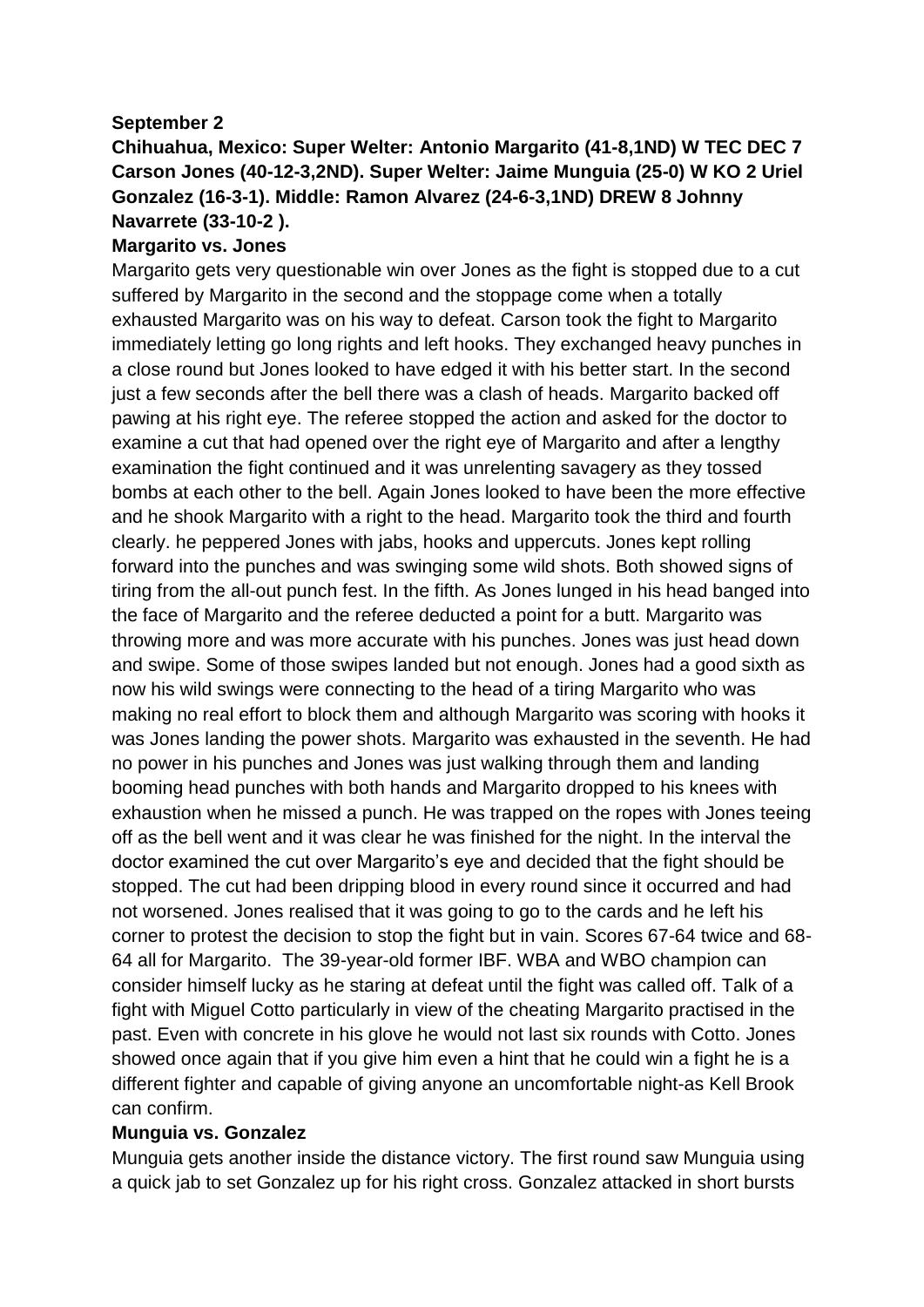**September 2**

**Chihuahua, Mexico: Super Welter: Antonio Margarito (41-8,1ND) W TEC DEC 7 Carson Jones (40-12-3,2ND). Super Welter: Jaime Munguia (25-0) W KO 2 Uriel Gonzalez (16-3-1). Middle: Ramon Alvarez (24-6-3,1ND) DREW 8 Johnny Navarrete (33-10-2 ).**

**Margarito vs. Jones**

Margarito gets very questionable win over Jones as the fight is stopped due to a cut suffered by Margarito in the second and the stoppage come when a totally exhausted Margarito was on his way to defeat. Carson took the fight to Margarito immediately letting go long rights and left hooks. They exchanged heavy punches in a close round but Jones looked to have edged it with his better start. In the second just a few seconds after the bell there was a clash of heads. Margarito backed off pawing at his right eye. The referee stopped the action and asked for the doctor to examine a cut that had opened over the right eye of Margarito and after a lengthy examination the fight continued and it was unrelenting savagery as they tossed bombs at each other to the bell. Again Jones looked to have been the more effective and he shook Margarito with a right to the head. Margarito took the third and fourth clearly. he peppered Jones with jabs, hooks and uppercuts. Jones kept rolling forward into the punches and was swinging some wild shots. Both showed signs of tiring from the all-out punch fest. In the fifth. As Jones lunged in his head banged into the face of Margarito and the referee deducted a point for a butt. Margarito was throwing more and was more accurate with his punches. Jones was just head down and swipe. Some of those swipes landed but not enough. Jones had a good sixth as now his wild swings were connecting to the head of a tiring Margarito who was making no real effort to block them and although Margarito was scoring with hooks it was Jones landing the power shots. Margarito was exhausted in the seventh. He had no power in his punches and Jones was just walking through them and landing booming head punches with both hands and Margarito dropped to his knees with exhaustion when he missed a punch. He was trapped on the ropes with Jones teeing off as the bell went and it was clear he was finished for the night. In the interval the doctor examined the cut over Margarito's eye and decided that the fight should be stopped. The cut had been dripping blood in every round since it occurred and had not worsened. Jones realised that it was going to go to the cards and he left his corner to protest the decision to stop the fight but in vain. Scores 67-64 twice and 68-64 all for Margarito. The 39-year-old former IBF. WBA and WBO champion can consider himself lucky as he staring at defeat until the fight was called off. Talk of a fight with Miguel Cotto particularly in view of the cheating Margarito practised in the past. Even with concrete in his glove he would not last six rounds with Cotto. Jones showed once again that if you give him even a hint that he could win a fight he is a different fighter and capable of giving anyone an uncomfortable night-as Kell Brook can confirm.

**Munguia vs. Gonzalez**

Munguia gets another inside the distance victory. The first round saw Munguia using a quick jab to set Gonzalez up for his right cross. Gonzalez attacked in short bursts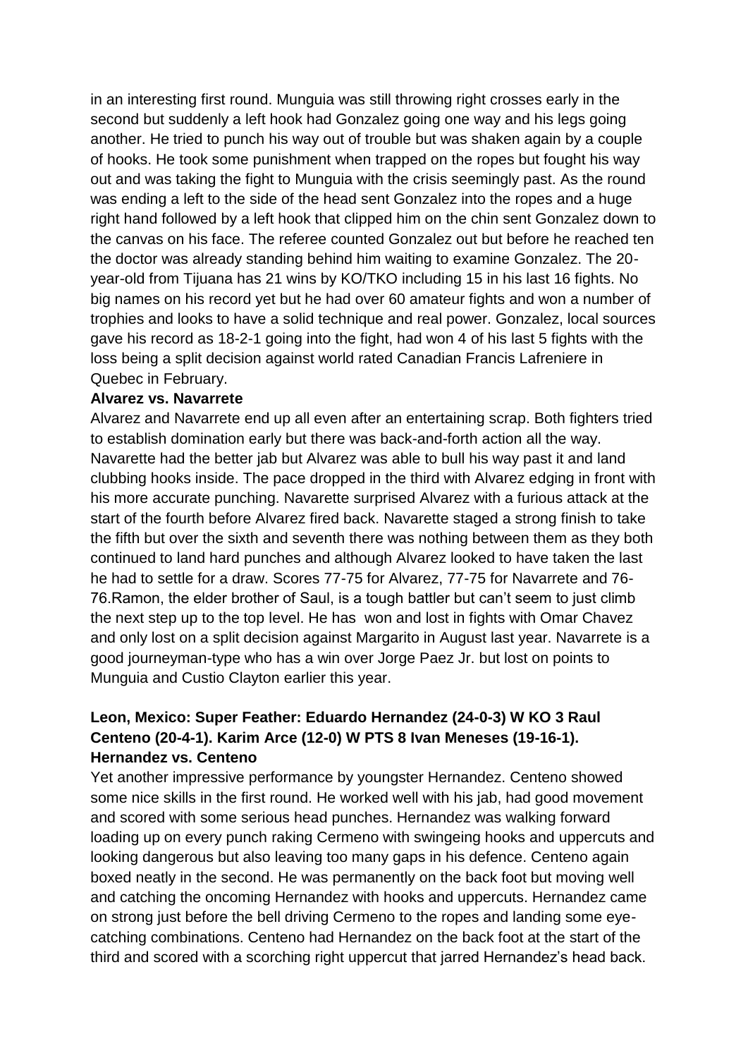in an interesting first round. Munguia was still throwing right crosses early in the second but suddenly a left hook had Gonzalez going one way and his legs going another. He tried to punch his way out of trouble but was shaken again by a couple of hooks. He took some punishment when trapped on the ropes but fought his way out and was taking the fight to Munguia with the crisis seemingly past. As the round was ending a left to the side of the head sent Gonzalez into the ropes and a huge right hand followed by a left hook that clipped him on the chin sent Gonzalez down to the canvas on his face. The referee counted Gonzalez out but before he reached ten the doctor was already standing behind him waiting to examine Gonzalez. The 20-year-old from Tijuana has 21 wins by KO/TKO including 15 in his last 16 fights. No big names on his record yet but he had over 60 amateur fights and won a number of trophies and looks to have a solid technique and real power. Gonzalez, local sources gave his record as 18-2-1 going into the fight, had won 4 of his last 5 fights with the loss being a split decision against world rated Canadian Francis Lafreniere in Quebec in February.

**Alvarez vs. Navarrete**

Alvarez and Navarrete end up all even after an entertaining scrap. Both fighters tried to establish domination early but there was back-and-forth action all the way. Navarette had the better jab but Alvarez was able to bull his way past it and land clubbing hooks inside. The pace dropped in the third with Alvarez edging in front with his more accurate punching. Navarette surprised Alvarez with a furious attack at the start of the fourth before Alvarez fired back. Navarette staged a strong finish to take the fifth but over the sixth and seventh there was nothing between them as they both continued to land hard punches and although Alvarez looked to have taken the last he had to settle for a draw. Scores 77-75 for Alvarez, 77-75 for Navarrete and 76-76.Ramon, the elder brother of Saul, is a tough battler but can't seem to just climb the next step up to the top level. He has won and lost in fights with Omar Chavez and only lost on a split decision against Margarito in August last year. Navarrete is a good journeyman-type who has a win over Jorge Paez Jr. but lost on points to Munguia and Custio Clayton earlier this year.

**Leon, Mexico: Super Feather: Eduardo Hernandez (24-0-3) W KO 3 Raul Centeno (20-4-1). Karim Arce (12-0) W PTS 8 Ivan Meneses (19-16-1).**

**Hernandez vs. Centeno**

Yet another impressive performance by youngster Hernandez. Centeno showed some nice skills in the first round. He worked well with his jab, had good movement and scored with some serious head punches. Hernandez was walking forward loading up on every punch raking Cermeno with swingeing hooks and uppercuts and looking dangerous but also leaving too many gaps in his defence. Centeno again boxed neatly in the second. He was permanently on the back foot but moving well and catching the oncoming Hernandez with hooks and uppercuts. Hernandez came on strong just before the bell driving Cermeno to the ropes and landing some eye-catching combinations. Centeno had Hernandez on the back foot at the start of the third and scored with a scorching right uppercut that jarred Hernandez's head back.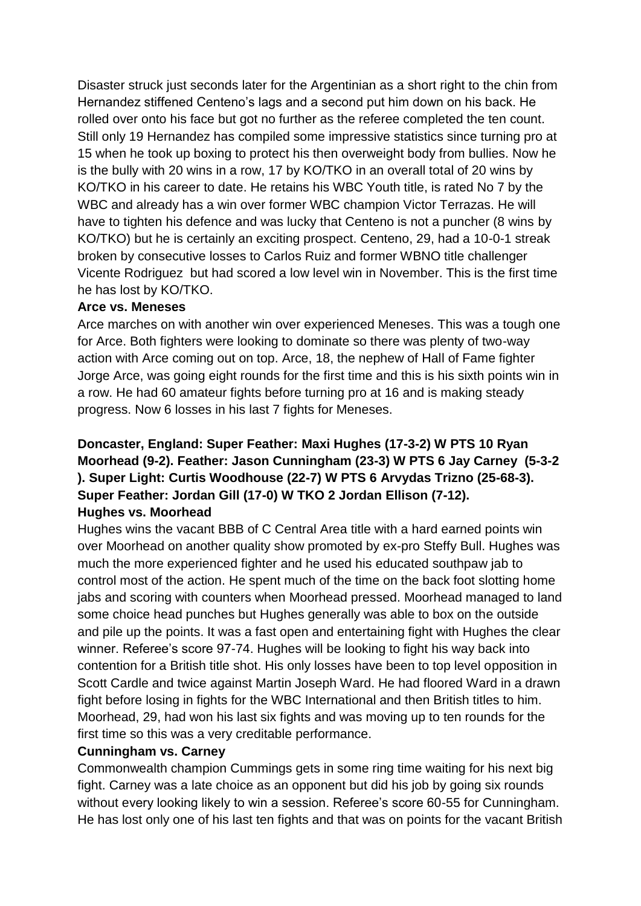Disaster struck just seconds later for the Argentinian as a short right to the chin from Hernandez stiffened Centeno's lags and a second put him down on his back. He rolled over onto his face but got no further as the referee completed the ten count. Still only 19 Hernandez has compiled some impressive statistics since turning pro at 15 when he took up boxing to protect his then overweight body from bullies. Now he is the bully with 20 wins in a row, 17 by KO/TKO in an overall total of 20 wins by KO/TKO in his career to date. He retains his WBC Youth title, is rated No 7 by the WBC and already has a win over former WBC champion Victor Terrazas. He will have to tighten his defence and was lucky that Centeno is not a puncher (8 wins by KO/TKO) but he is certainly an exciting prospect. Centeno, 29, had a 10-0-1 streak broken by consecutive losses to Carlos Ruiz and former WBNO title challenger Vicente Rodriguez but had scored a low level win in November. This is the first time he has lost by KO/TKO.

**Arce vs. Meneses**

Arce marches on with another win over experienced Meneses. This was a tough one for Arce. Both fighters were looking to dominate so there was plenty of two-way action with Arce coming out on top. Arce, 18, the nephew of Hall of Fame fighter Jorge Arce, was going eight rounds for the first time and this is his sixth points win in a row. He had 60 amateur fights before turning pro at 16 and is making steady progress. Now 6 losses in his last 7 fights for Meneses.

**Doncaster, England: Super Feather: Maxi Hughes (17-3-2) W PTS 10 Ryan Moorhead (9-2). Feather: Jason Cunningham (23-3) W PTS 6 Jay Carney (5-3-2 ). Super Light: Curtis Woodhouse (22-7) W PTS 6 Arvydas Trizno (25-68-3). Super Feather: Jordan Gill (17-0) W TKO 2 Jordan Ellison (7-12).**

**Hughes vs. Moorhead**

Hughes wins the vacant BBB of C Central Area title with a hard earned points win over Moorhead on another quality show promoted by ex-pro Steffy Bull. Hughes was much the more experienced fighter and he used his educated southpaw jab to control most of the action. He spent much of the time on the back foot slotting home jabs and scoring with counters when Moorhead pressed. Moorhead managed to land some choice head punches but Hughes generally was able to box on the outside and pile up the points. It was a fast open and entertaining fight with Hughes the clear winner. Referee's score 97-74. Hughes will be looking to fight his way back into contention for a British title shot. His only losses have been to top level opposition in Scott Cardle and twice against Martin Joseph Ward. He had floored Ward in a drawn fight before losing in fights for the WBC International and then British titles to him. Moorhead, 29, had won his last six fights and was moving up to ten rounds for the first time so this was a very creditable performance.

**Cunningham vs. Carney**

Commonwealth champion Cummings gets in some ring time waiting for his next big fight. Carney was a late choice as an opponent but did his job by going six rounds without every looking likely to win a session. Referee's score 60-55 for Cunningham. He has lost only one of his last ten fights and that was on points for the vacant British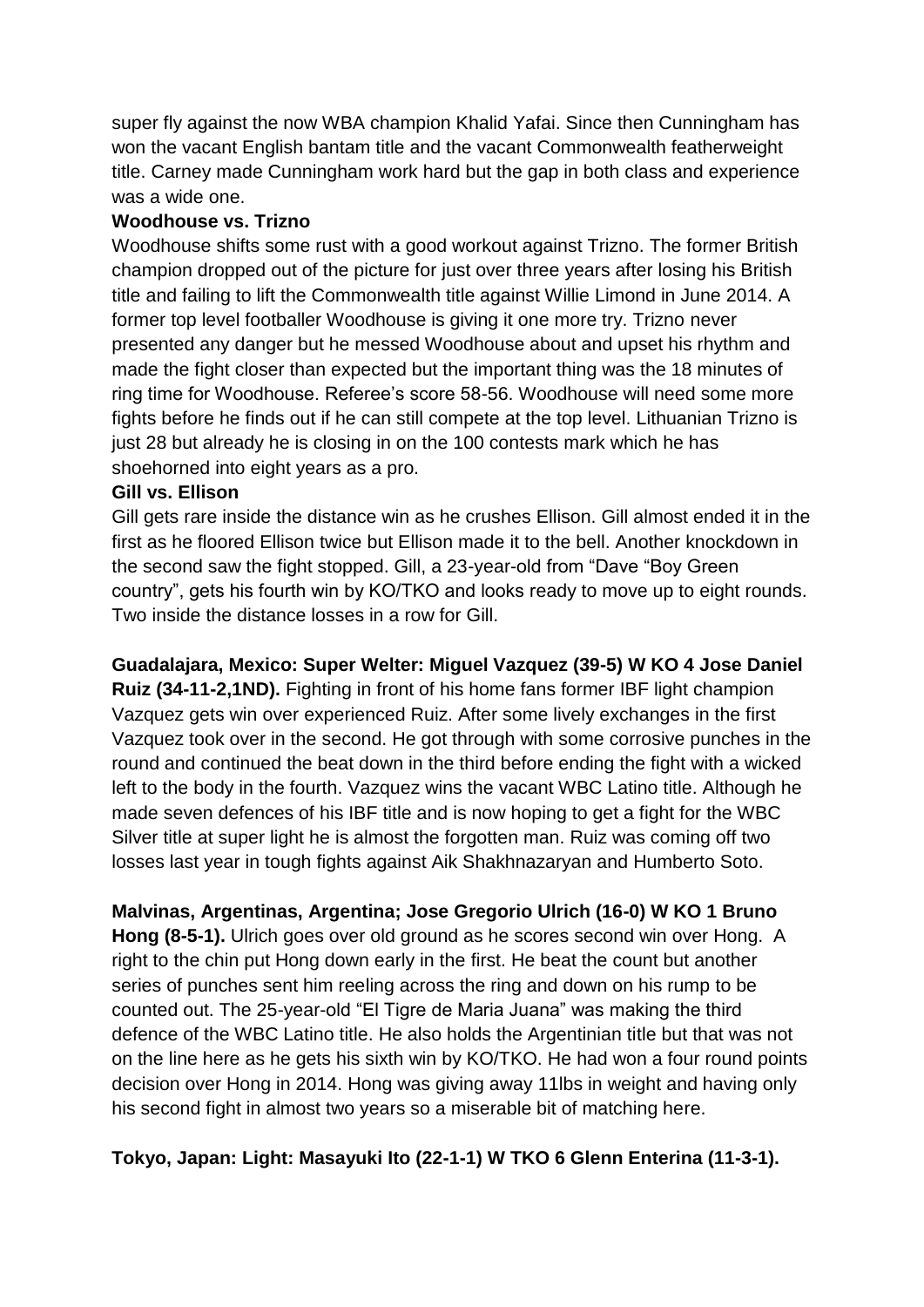super fly against the now WBA champion Khalid Yafai. Since then Cunningham has won the vacant English bantam title and the vacant Commonwealth featherweight title. Carney made Cunningham work hard but the gap in both class and experience was a wide one.

**Woodhouse vs. Trizno**

Woodhouse shifts some rust with a good workout against Trizno. The former British champion dropped out of the picture for just over three years after losing his British title and failing to lift the Commonwealth title against Willie Limond in June 2014. A former top level footballer Woodhouse is giving it one more try. Trizno never presented any danger but he messed Woodhouse about and upset his rhythm and made the fight closer than expected but the important thing was the 18 minutes of ring time for Woodhouse. Referee's score 58-56. Woodhouse will need some more fights before he finds out if he can still compete at the top level. Lithuanian Trizno is just 28 but already he is closing in on the 100 contests mark which he has shoehorned into eight years as a pro.

**Gill vs. Ellison**

Gill gets rare inside the distance win as he crushes Ellison. Gill almost ended it in the first as he floored Ellison twice but Ellison made it to the bell. Another knockdown in the second saw the fight stopped. Gill, a 23-year-old from "Dave "Boy Green country", gets his fourth win by KO/TKO and looks ready to move up to eight rounds. Two inside the distance losses in a row for Gill.

**Guadalajara, Mexico: Super Welter: Miguel Vazquez (39-5) W KO 4 Jose Daniel Ruiz (34-11-2,1ND).** Fighting in front of his home fans former IBF light champion Vazquez gets win over experienced Ruiz. After some lively exchanges in the first Vazquez took over in the second. He got through with some corrosive punches in the round and continued the beat down in the third before ending the fight with a wicked left to the body in the fourth. Vazquez wins the vacant WBC Latino title. Although he made seven defences of his IBF title and is now hoping to get a fight for the WBC Silver title at super light he is almost the forgotten man. Ruiz was coming off two losses last year in tough fights against Aik Shakhnazaryan and Humberto Soto.

**Malvinas, Argentinas, Argentina; Jose Gregorio Ulrich (16-0) W KO 1 Bruno Hong (8-5-1).** Ulrich goes over old ground as he scores second win over Hong. A right to the chin put Hong down early in the first. He beat the count but another series of punches sent him reeling across the ring and down on his rump to be counted out. The 25-year-old "El Tigre de Maria Juana" was making the third defence of the WBC Latino title. He also holds the Argentinian title but that was not on the line here as he gets his sixth win by KO/TKO. He had won a four round points decision over Hong in 2014. Hong was giving away 11lbs in weight and having only his second fight in almost two years so a miserable bit of matching here.

**Tokyo, Japan: Light: Masayuki Ito (22-1-1) W TKO 6 Glenn Enterina (11-3-1).**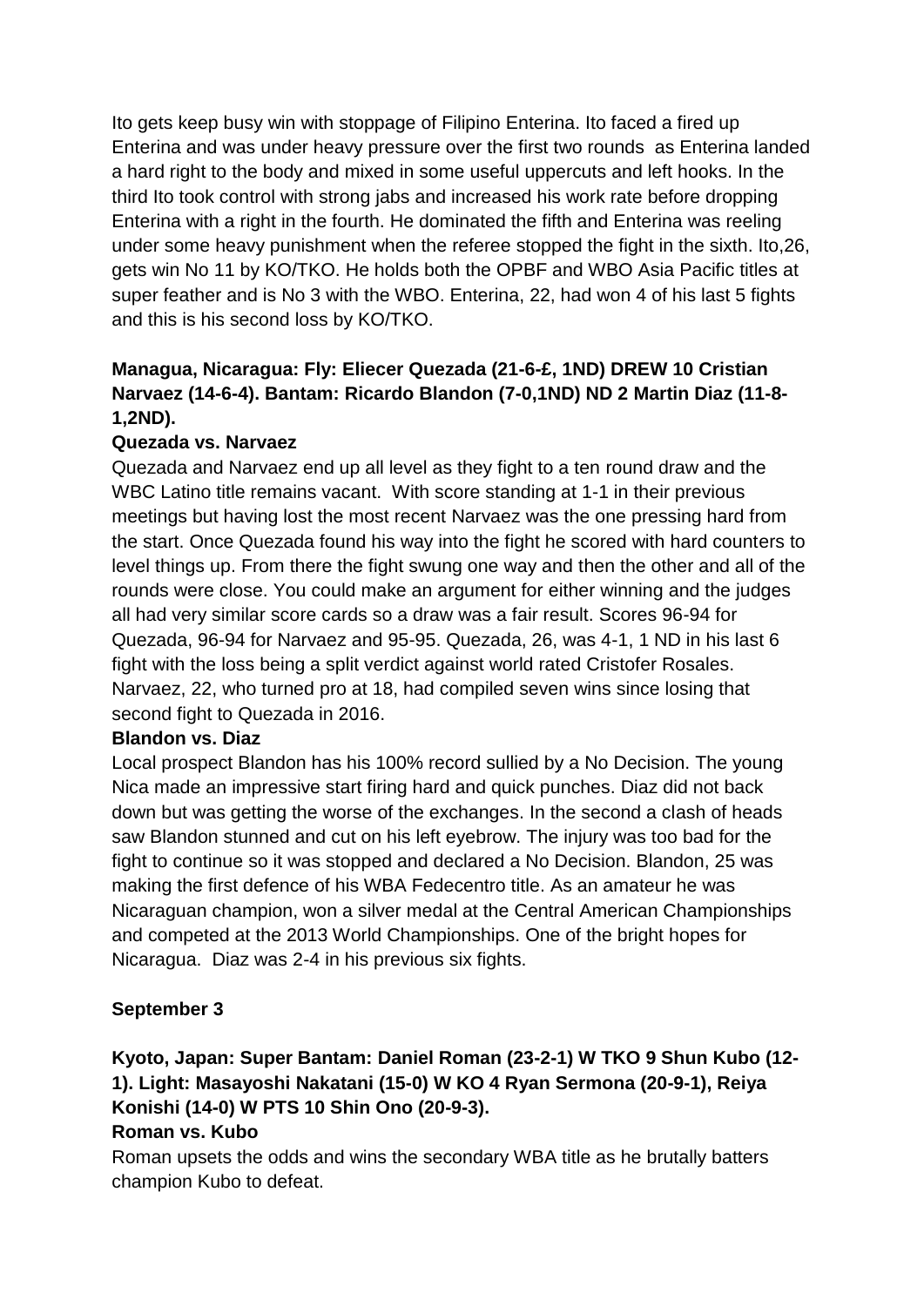Ito gets keep busy win with stoppage of Filipino Enterina. Ito faced a fired up Enterina and was under heavy pressure over the first two rounds as Enterina landed a hard right to the body and mixed in some useful uppercuts and left hooks. In the third Ito took control with strong jabs and increased his work rate before dropping Enterina with a right in the fourth. He dominated the fifth and Enterina was reeling under some heavy punishment when the referee stopped the fight in the sixth. Ito,26, gets win No 11 by KO/TKO. He holds both the OPBF and WBO Asia Pacific titles at super feather and is No 3 with the WBO. Enterina, 22, had won 4 of his last 5 fights and this is his second loss by KO/TKO.

**Managua, Nicaragua: Fly: Eliecer Quezada (21-6-£, 1ND) DREW 10 Cristian Narvaez (14-6-4). Bantam: Ricardo Blandon (7-0,1ND) ND 2 Martin Diaz (11-8-1,2ND).**

**Quezada vs. Narvaez**

Quezada and Narvaez end up all level as they fight to a ten round draw and the WBC Latino title remains vacant. With score standing at 1-1 in their previous meetings but having lost the most recent Narvaez was the one pressing hard from the start. Once Quezada found his way into the fight he scored with hard counters to level things up. From there the fight swung one way and then the other and all of the rounds were close. You could make an argument for either winning and the judges all had very similar score cards so a draw was a fair result. Scores 96-94 for Quezada, 96-94 for Narvaez and 95-95. Quezada, 26, was 4-1, 1 ND in his last 6 fight with the loss being a split verdict against world rated Cristofer Rosales. Narvaez, 22, who turned pro at 18, had compiled seven wins since losing that second fight to Quezada in 2016.

**Blandon vs. Diaz**

Local prospect Blandon has his 100% record sullied by a No Decision. The young Nica made an impressive start firing hard and quick punches. Diaz did not back down but was getting the worse of the exchanges. In the second a clash of heads saw Blandon stunned and cut on his left eyebrow. The injury was too bad for the fight to continue so it was stopped and declared a No Decision. Blandon, 25 was making the first defence of his WBA Fedecentro title. As an amateur he was Nicaraguan champion, won a silver medal at the Central American Championships and competed at the 2013 World Championships. One of the bright hopes for Nicaragua. Diaz was 2-4 in his previous six fights.

**September 3**

**Kyoto, Japan: Super Bantam: Daniel Roman (23-2-1) W TKO 9 Shun Kubo (12-1). Light: Masayoshi Nakatani (15-0) W KO 4 Ryan Sermona (20-9-1), Reiya Konishi (14-0) W PTS 10 Shin Ono (20-9-3).**

**Roman vs. Kubo**

Roman upsets the odds and wins the secondary WBA title as he brutally batters champion Kubo to defeat.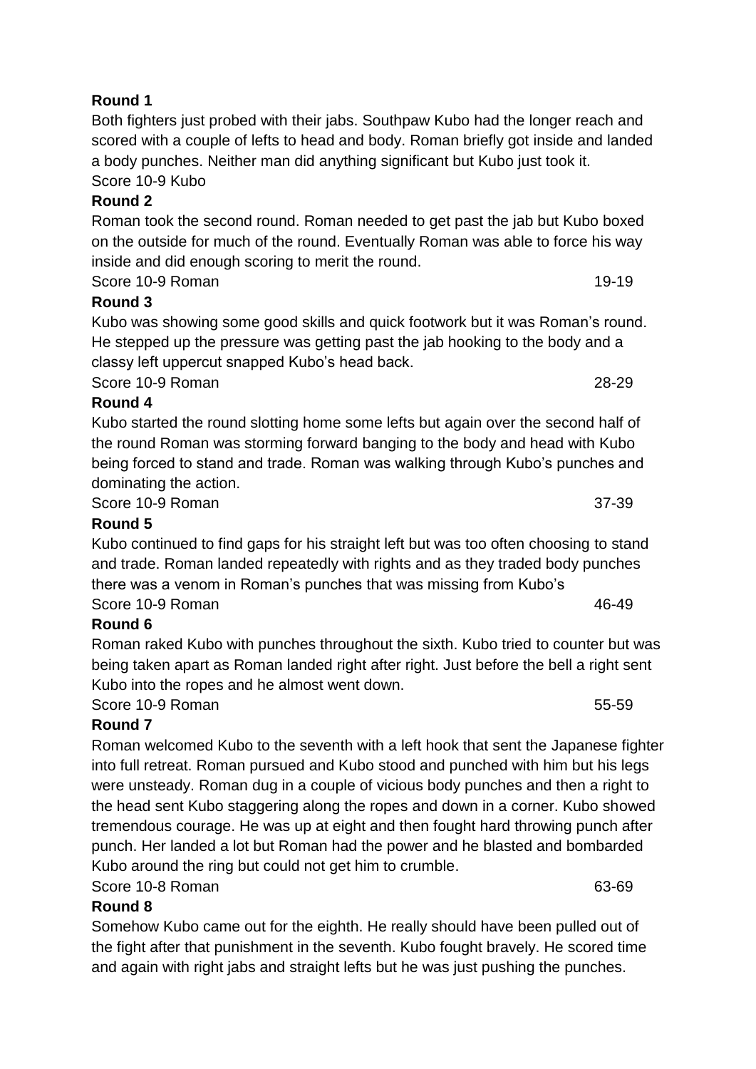**Round 1**

Both fighters just probed with their jabs. Southpaw Kubo had the longer reach and scored with a couple of lefts to head and body. Roman briefly got inside and landed a body punches. Neither man did anything significant but Kubo just took it.

Score 10-9 Kubo

**Round 2**

Roman took the second round. Roman needed to get past the jab but Kubo boxed on the outside for much of the round. Eventually Roman was able to force his way inside and did enough scoring to merit the round.

Score 10-9 Roman 19-19

**Round 3**

Kubo was showing some good skills and quick footwork but it was Roman's round. He stepped up the pressure was getting past the jab hooking to the body and a classy left uppercut snapped Kubo's head back.

Score 10-9 Roman 28-29

**Round 4**

Kubo started the round slotting home some lefts but again over the second half of the round Roman was storming forward banging to the body and head with Kubo being forced to stand and trade. Roman was walking through Kubo's punches and dominating the action.

Score 10-9 Roman 37-39

**Round 5**

Kubo continued to find gaps for his straight left but was too often choosing to stand and trade. Roman landed repeatedly with rights and as they traded body punches there was a venom in Roman's punches that was missing from Kubo's

Score 10-9 Roman 46-49

**Round 6**

Roman raked Kubo with punches throughout the sixth. Kubo tried to counter but was being taken apart as Roman landed right after right. Just before the bell a right sent Kubo into the ropes and he almost went down.

Score 10-9 Roman 55-59

**Round 7**

Roman welcomed Kubo to the seventh with a left hook that sent the Japanese fighter into full retreat. Roman pursued and Kubo stood and punched with him but his legs were unsteady. Roman dug in a couple of vicious body punches and then a right to the head sent Kubo staggering along the ropes and down in a corner. Kubo showed tremendous courage. He was up at eight and then fought hard throwing punch after punch. Her landed a lot but Roman had the power and he blasted and bombarded Kubo around the ring but could not get him to crumble.

Score 10-8 Roman 63-69

**Round 8**

Somehow Kubo came out for the eighth. He really should have been pulled out of the fight after that punishment in the seventh. Kubo fought bravely. He scored time and again with right jabs and straight lefts but he was just pushing the punches.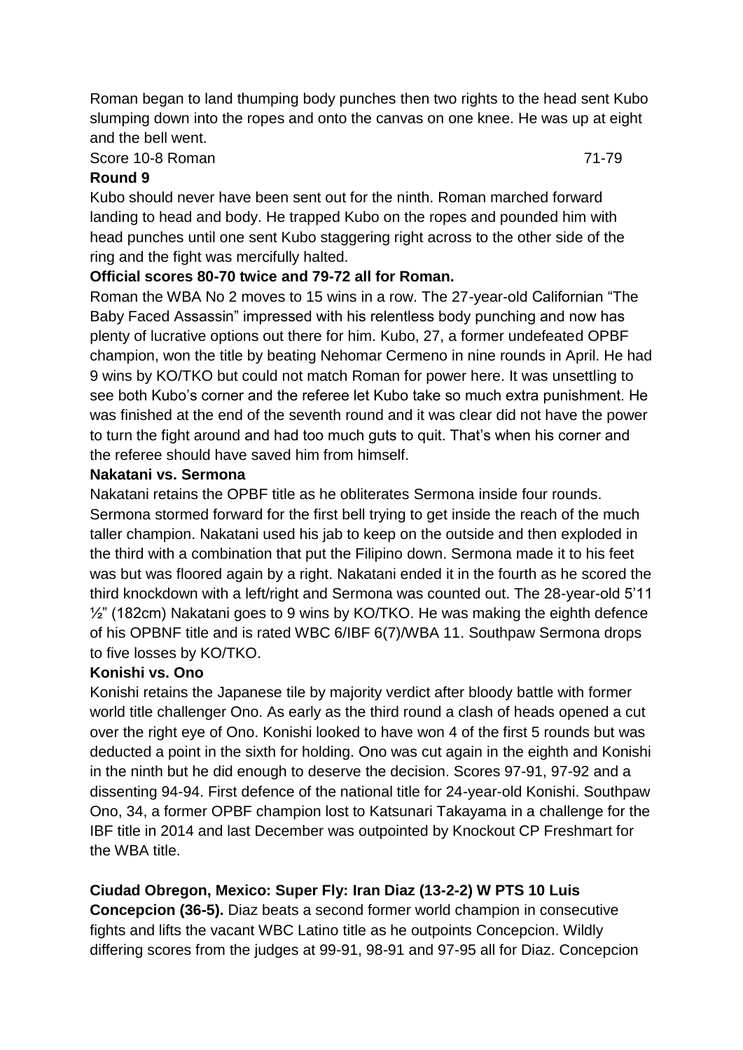Roman began to land thumping body punches then two rights to the head sent Kubo slumping down into the ropes and onto the canvas on one knee. He was up at eight and the bell went.

Score 10-8 Roman 71-79

**Round 9**

Kubo should never have been sent out for the ninth. Roman marched forward landing to head and body. He trapped Kubo on the ropes and pounded him with head punches until one sent Kubo staggering right across to the other side of the ring and the fight was mercifully halted.

**Official scores 80-70 twice and 79-72 all for Roman.**

Roman the WBA No 2 moves to 15 wins in a row. The 27-year-old Californian "The Baby Faced Assassin" impressed with his relentless body punching and now has plenty of lucrative options out there for him. Kubo, 27, a former undefeated OPBF champion, won the title by beating Nehomar Cermeno in nine rounds in April. He had 9 wins by KO/TKO but could not match Roman for power here. It was unsettling to see both Kubo's corner and the referee let Kubo take so much extra punishment. He was finished at the end of the seventh round and it was clear did not have the power to turn the fight around and had too much guts to quit. That's when his corner and the referee should have saved him from himself.

**Nakatani vs. Sermona**

Nakatani retains the OPBF title as he obliterates Sermona inside four rounds. Sermona stormed forward for the first bell trying to get inside the reach of the much taller champion. Nakatani used his jab to keep on the outside and then exploded in the third with a combination that put the Filipino down. Sermona made it to his feet was but was floored again by a right. Nakatani ended it in the fourth as he scored the third knockdown with a left/right and Sermona was counted out. The 28-year-old 5'11 ½" (182cm) Nakatani goes to 9 wins by KO/TKO. He was making the eighth defence of his OPBNF title and is rated WBC 6/IBF 6(7)/WBA 11. Southpaw Sermona drops to five losses by KO/TKO.

**Konishi vs. Ono**

Konishi retains the Japanese tile by majority verdict after bloody battle with former world title challenger Ono. As early as the third round a clash of heads opened a cut over the right eye of Ono. Konishi looked to have won 4 of the first 5 rounds but was deducted a point in the sixth for holding. Ono was cut again in the eighth and Konishi in the ninth but he did enough to deserve the decision. Scores 97-91, 97-92 and a dissenting 94-94. First defence of the national title for 24-year-old Konishi. Southpaw Ono, 34, a former OPBF champion lost to Katsunari Takayama in a challenge for the IBF title in 2014 and last December was outpointed by Knockout CP Freshmart for the WBA title.

**Ciudad Obregon, Mexico: Super Fly: Iran Diaz (13-2-2) W PTS 10 Luis Concepcion (36-5).** Diaz beats a second former world champion in consecutive fights and lifts the vacant WBC Latino title as he outpoints Concepcion. Wildly differing scores from the judges at 99-91, 98-91 and 97-95 all for Diaz. Concepcion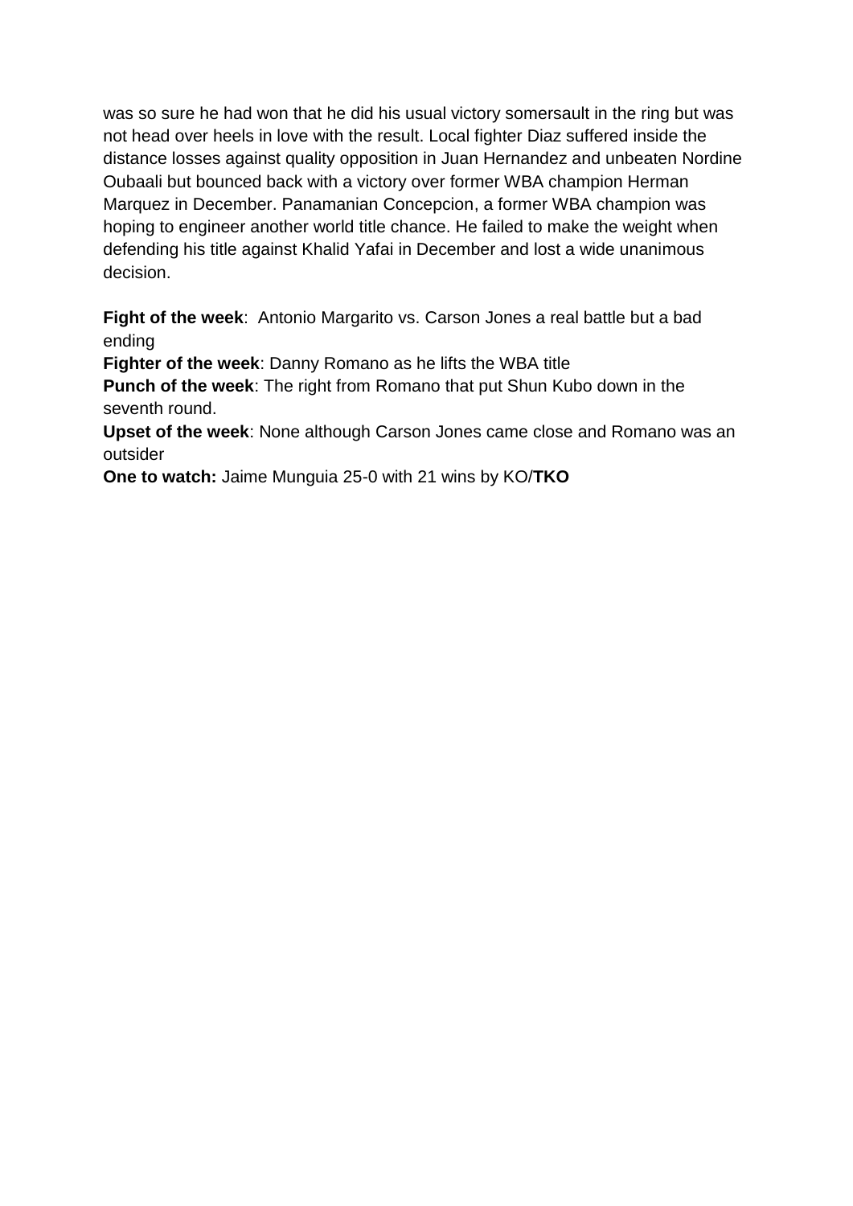was so sure he had won that he did his usual victory somersault in the ring but was not head over heels in love with the result. Local fighter Diaz suffered inside the distance losses against quality opposition in Juan Hernandez and unbeaten Nordine Oubaali but bounced back with a victory over former WBA champion Herman Marquez in December. Panamanian Concepcion, a former WBA champion was hoping to engineer another world title chance. He failed to make the weight when defending his title against Khalid Yafai in December and lost a wide unanimous decision.

**Fight of the week**: Antonio Margarito vs. Carson Jones a real battle but a bad ending

**Fighter of the week**: Danny Romano as he lifts the WBA title

**Punch of the week**: The right from Romano that put Shun Kubo down in the seventh round.

**Upset of the week**: None although Carson Jones came close and Romano was an outsider

**One to watch:** Jaime Munguia 25-0 with 21 wins by KO/**TKO**